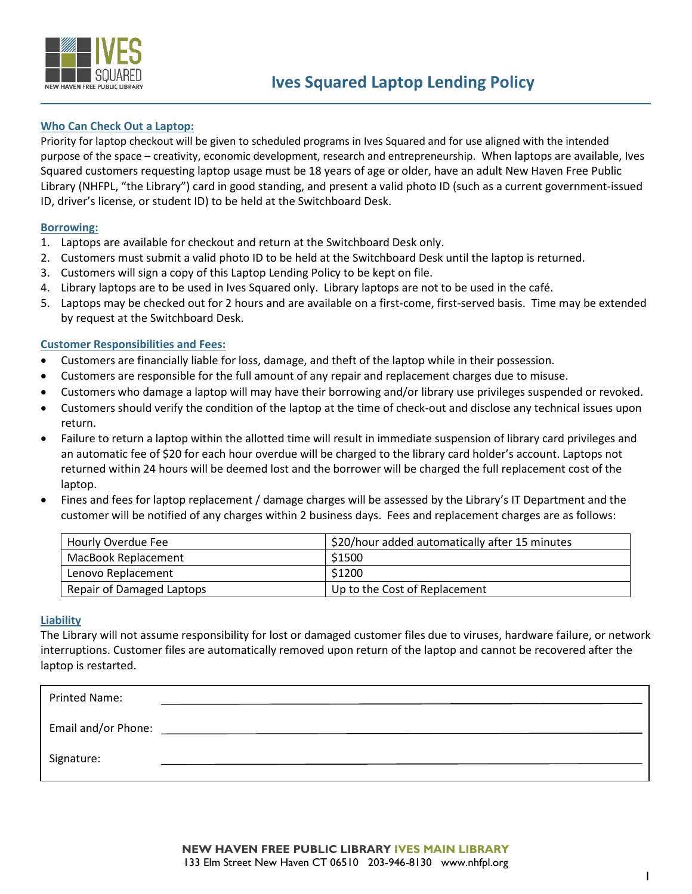# Ives Squared Laptop Lending Policy

## Who Can Check Out a Laptop:

Priority for laptop checkout will be given to scheduled programs in Ives Squared and for use aligned with the intended purpose of the space – creativity, economic development, research and entrepreneurship. When laptops are available, Ives Squared customers requesting laptop usage must be 18 years of age or older, have an adult New Haven Free Public Library (NHFPL, "the Library") card in good standing, and present a valid photo ID (such as a current government-issued ID, driver's license, or student ID) to be held at the Switchboard Desk.

## Borrowing:

1. Laptops are available for checkout and return at the Switchboard Desk only.
2. Customers must submit a valid photo ID to be held at the Switchboard Desk until the laptop is returned.
3. Customers will sign a copy of this Laptop Lending Policy to be kept on file.
4. Library laptops are to be used in Ives Squared only. Library laptops are not to be used in the café.
5. Laptops may be checked out for 2 hours and are available on a first-come, first-served basis. Time may be extended by request at the Switchboard Desk.

## Customer Responsibilities and Fees:

- Customers are financially liable for loss, damage, and theft of the laptop while in their possession.
- Customers are responsible for the full amount of any repair and replacement charges due to misuse.
- Customers who damage a laptop will may have their borrowing and/or library use privileges suspended or revoked.
- Customers should verify the condition of the laptop at the time of check-out and disclose any technical issues upon return.
- Failure to return a laptop within the allotted time will result in immediate suspension of library card privileges and an automatic fee of $20 for each hour overdue will be charged to the library card holder's account. Laptops not returned within 24 hours will be deemed lost and the borrower will be charged the full replacement cost of the laptop.
- Fines and fees for laptop replacement / damage charges will be assessed by the Library's IT Department and the customer will be notified of any charges within 2 business days. Fees and replacement charges are as follows:

| | |
|---|---|
| Hourly Overdue Fee | $20/hour added automatically after 15 minutes |
| MacBook Replacement | $1500 |
| Lenovo Replacement | $1200 |
| Repair of Damaged Laptops | Up to the Cost of Replacement |

## Liability

The Library will not assume responsibility for lost or damaged customer files due to viruses, hardware failure, or network interruptions. Customer files are automatically removed upon return of the laptop and cannot be recovered after the laptop is restarted.

Printed Name: ______________________________

Email and/or Phone: ______________________________

Signature: ______________________________

**NEW HAVEN FREE PUBLIC LIBRARY IVES MAIN LIBRARY**
133 Elm Street New Haven CT 06510 203-946-8130 www.nhfpl.org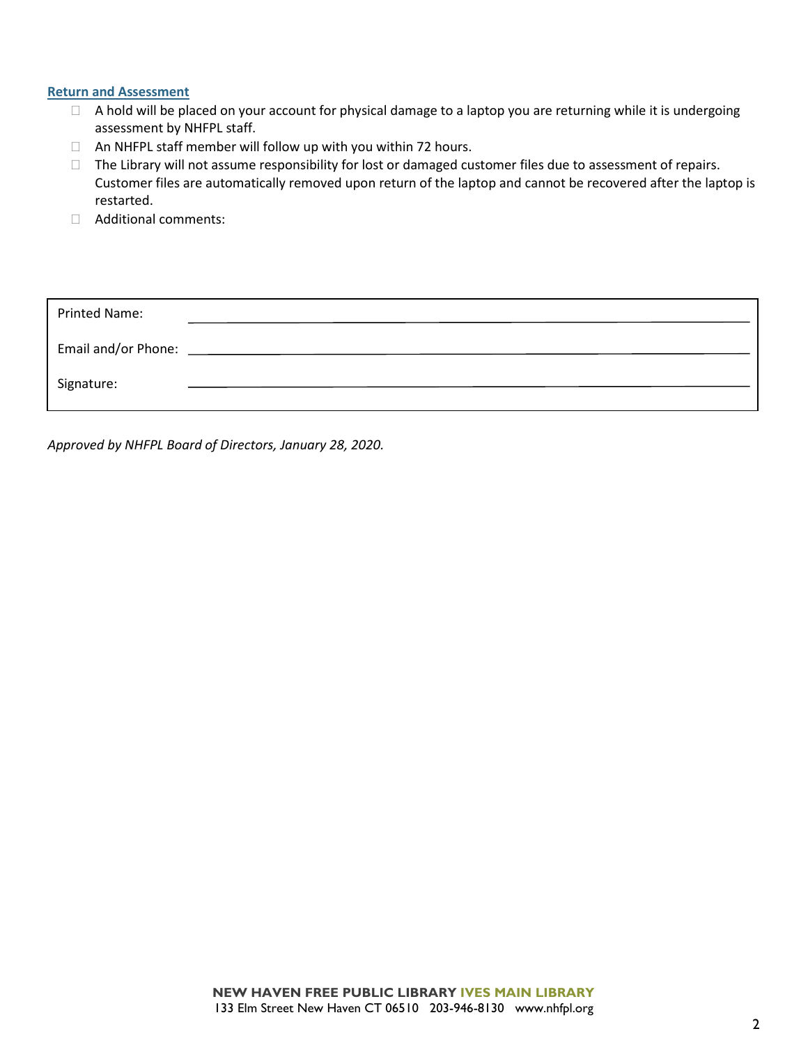## Return and Assessment

- ☐ A hold will be placed on your account for physical damage to a laptop you are returning while it is undergoing assessment by NHFPL staff.
- ☐ An NHFPL staff member will follow up with you within 72 hours.
- ☐ The Library will not assume responsibility for lost or damaged customer files due to assessment of repairs. Customer files are automatically removed upon return of the laptop and cannot be recovered after the laptop is restarted.
- ☐ Additional comments:

| | |
|---|---|
| Printed Name: | ______________________________ |
| Email and/or Phone: | ______________________________ |
| Signature: | ______________________________ |

*Approved by NHFPL Board of Directors, January 28, 2020.*

**NEW HAVEN FREE PUBLIC LIBRARY IVES MAIN LIBRARY**
133 Elm Street New Haven CT 06510 203-946-8130 www.nhfpl.org